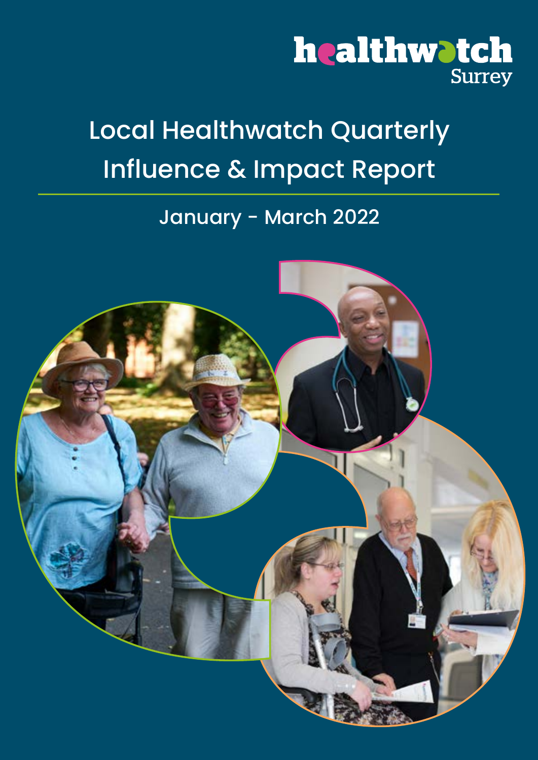healthwatch Surrey

# Local Healthwatch Quarterly Influence & Impact Report

## January - March 2022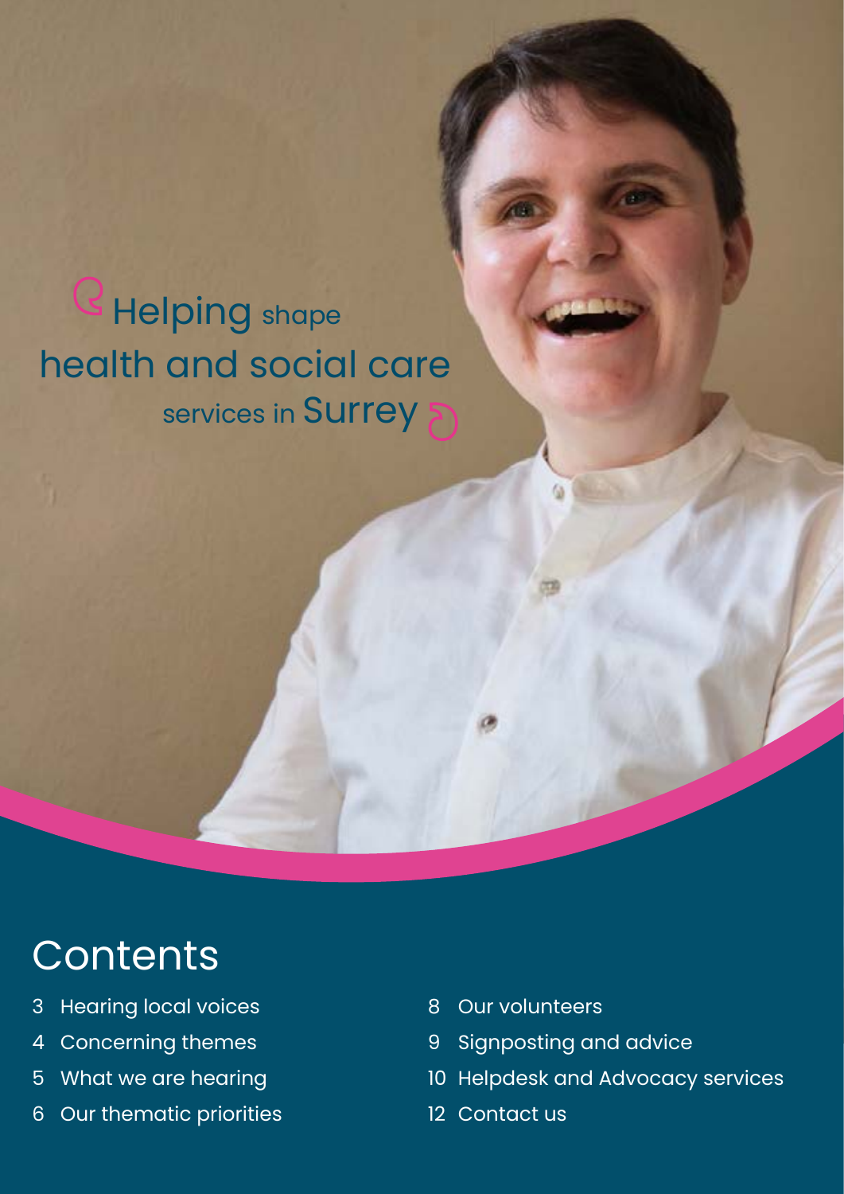Helping shape health and social care services in Surrey

## Contents

3 Hearing local voices
4 Concerning themes
5 What we are hearing
6 Our thematic priorities
8 Our volunteers
9 Signposting and advice
10 Helpdesk and Advocacy services
12 Contact us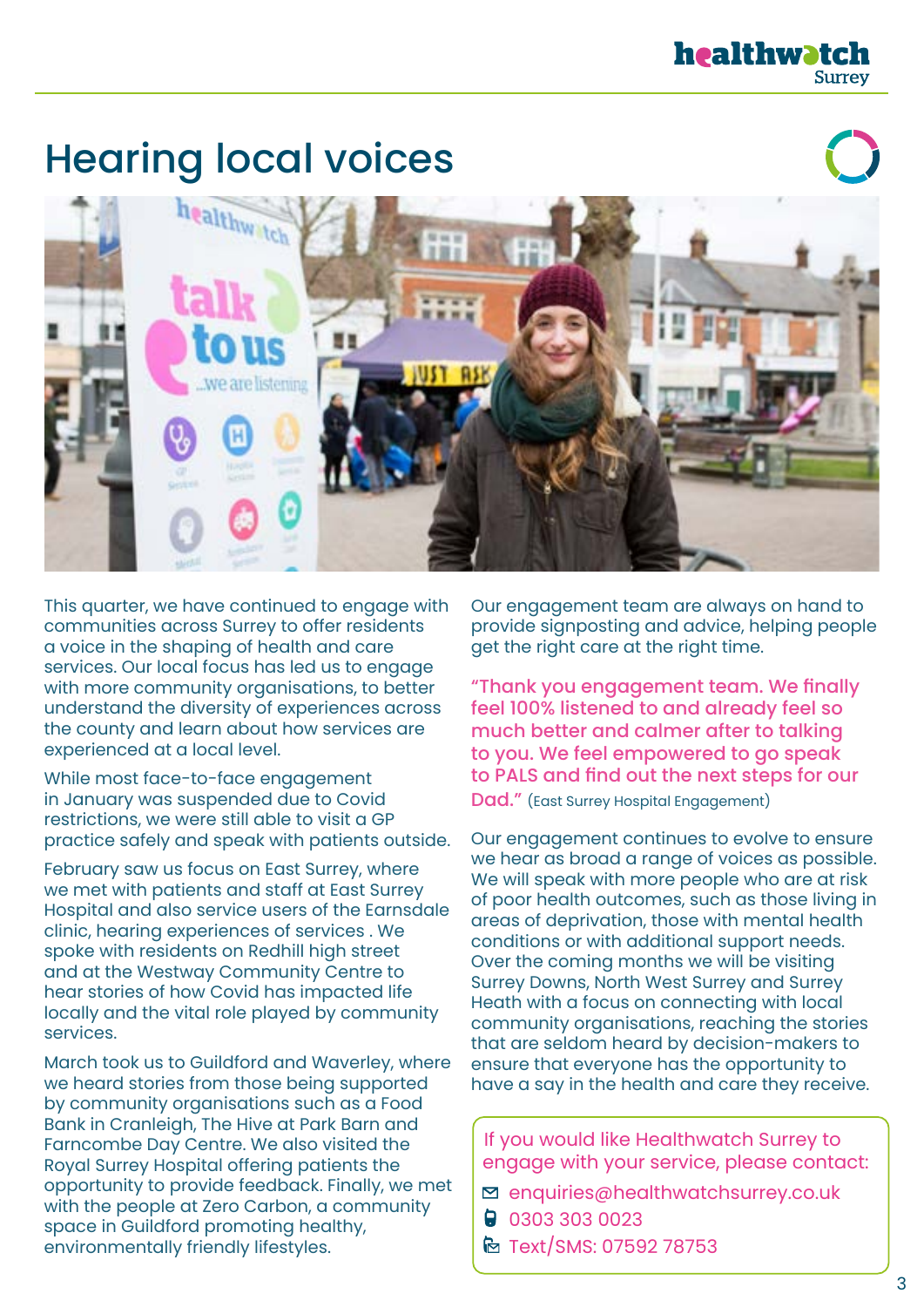# Hearing local voices

This quarter, we have continued to engage with communities across Surrey to offer residents a voice in the shaping of health and care services. Our local focus has led us to engage with more community organisations, to better understand the diversity of experiences across the county and learn about how services are experienced at a local level.

While most face-to-face engagement in January was suspended due to Covid restrictions, we were still able to visit a GP practice safely and speak with patients outside.

February saw us focus on East Surrey, where we met with patients and staff at East Surrey Hospital and also service users of the Earnsdale clinic, hearing experiences of services . We spoke with residents on Redhill high street and at the Westway Community Centre to hear stories of how Covid has impacted life locally and the vital role played by community services.

March took us to Guildford and Waverley, where we heard stories from those being supported by community organisations such as a Food Bank in Cranleigh, The Hive at Park Barn and Farncombe Day Centre. We also visited the Royal Surrey Hospital offering patients the opportunity to provide feedback. Finally, we met with the people at Zero Carbon, a community space in Guildford promoting healthy, environmentally friendly lifestyles.

Our engagement team are always on hand to provide signposting and advice, helping people get the right care at the right time.

"Thank you engagement team. We finally feel 100% listened to and already feel so much better and calmer after to talking to you. We feel empowered to go speak to PALS and find out the next steps for our Dad." (East Surrey Hospital Engagement)

Our engagement continues to evolve to ensure we hear as broad a range of voices as possible. We will speak with more people who are at risk of poor health outcomes, such as those living in areas of deprivation, those with mental health conditions or with additional support needs. Over the coming months we will be visiting Surrey Downs, North West Surrey and Surrey Heath with a focus on connecting with local community organisations, reaching the stories that are seldom heard by decision-makers to ensure that everyone has the opportunity to have a say in the health and care they receive.

If you would like Healthwatch Surrey to engage with your service, please contact:

- enquiries@healthwatchsurrey.co.uk
- 0303 303 0023
- Text/SMS: 07592 78753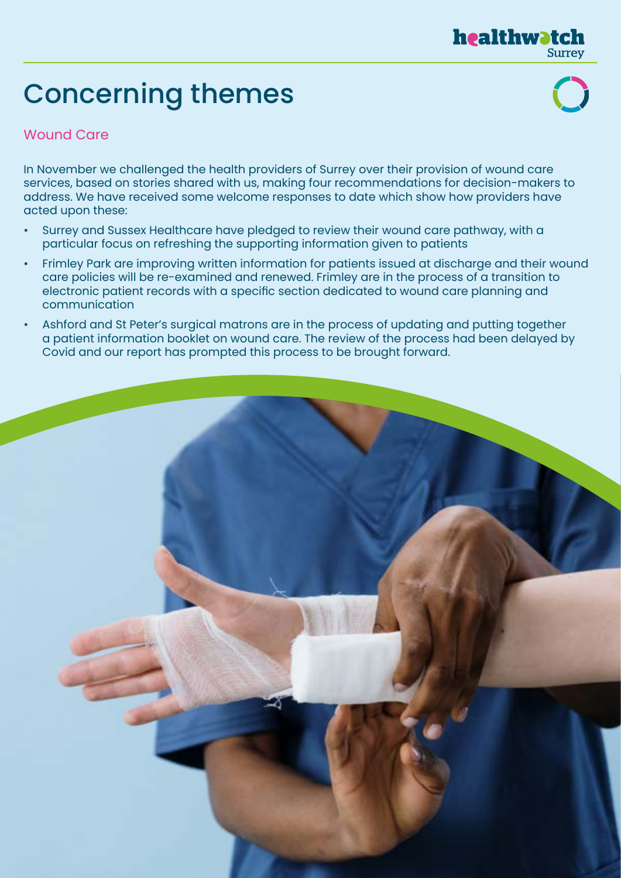# Concerning themes

## Wound Care

In November we challenged the health providers of Surrey over their provision of wound care services, based on stories shared with us, making four recommendations for decision-makers to address. We have received some welcome responses to date which show how providers have acted upon these:

- Surrey and Sussex Healthcare have pledged to review their wound care pathway, with a particular focus on refreshing the supporting information given to patients
- Frimley Park are improving written information for patients issued at discharge and their wound care policies will be re-examined and renewed. Frimley are in the process of a transition to electronic patient records with a specific section dedicated to wound care planning and communication
- Ashford and St Peter's surgical matrons are in the process of updating and putting together a patient information booklet on wound care. The review of the process had been delayed by Covid and our report has prompted this process to be brought forward.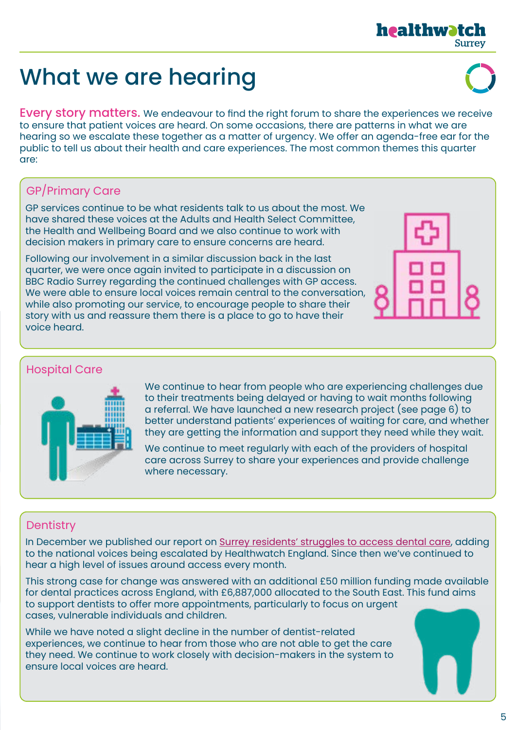# What we are hearing

**Every story matters.** We endeavour to find the right forum to share the experiences we receive to ensure that patient voices are heard. On some occasions, there are patterns in what we are hearing so we escalate these together as a matter of urgency. We offer an agenda-free ear for the public to tell us about their health and care experiences. The most common themes this quarter are:

## GP/Primary Care

GP services continue to be what residents talk to us about the most. We have shared these voices at the Adults and Health Select Committee, the Health and Wellbeing Board and we also continue to work with decision makers in primary care to ensure concerns are heard.

Following our involvement in a similar discussion back in the last quarter, we were once again invited to participate in a discussion on BBC Radio Surrey regarding the continued challenges with GP access. We were able to ensure local voices remain central to the conversation, while also promoting our service, to encourage people to share their story with us and reassure them there is a place to go to have their voice heard.

## Hospital Care

We continue to hear from people who are experiencing challenges due to their treatments being delayed or having to wait months following a referral. We have launched a new research project (see page 6) to better understand patients' experiences of waiting for care, and whether they are getting the information and support they need while they wait.

We continue to meet regularly with each of the providers of hospital care across Surrey to share your experiences and provide challenge where necessary.

## Dentistry

In December we published our report on Surrey residents' struggles to access dental care, adding to the national voices being escalated by Healthwatch England. Since then we've continued to hear a high level of issues around access every month.

This strong case for change was answered with an additional £50 million funding made available for dental practices across England, with £6,887,000 allocated to the South East. This fund aims to support dentists to offer more appointments, particularly to focus on urgent cases, vulnerable individuals and children.

While we have noted a slight decline in the number of dentist-related experiences, we continue to hear from those who are not able to get the care they need. We continue to work closely with decision-makers in the system to ensure local voices are heard.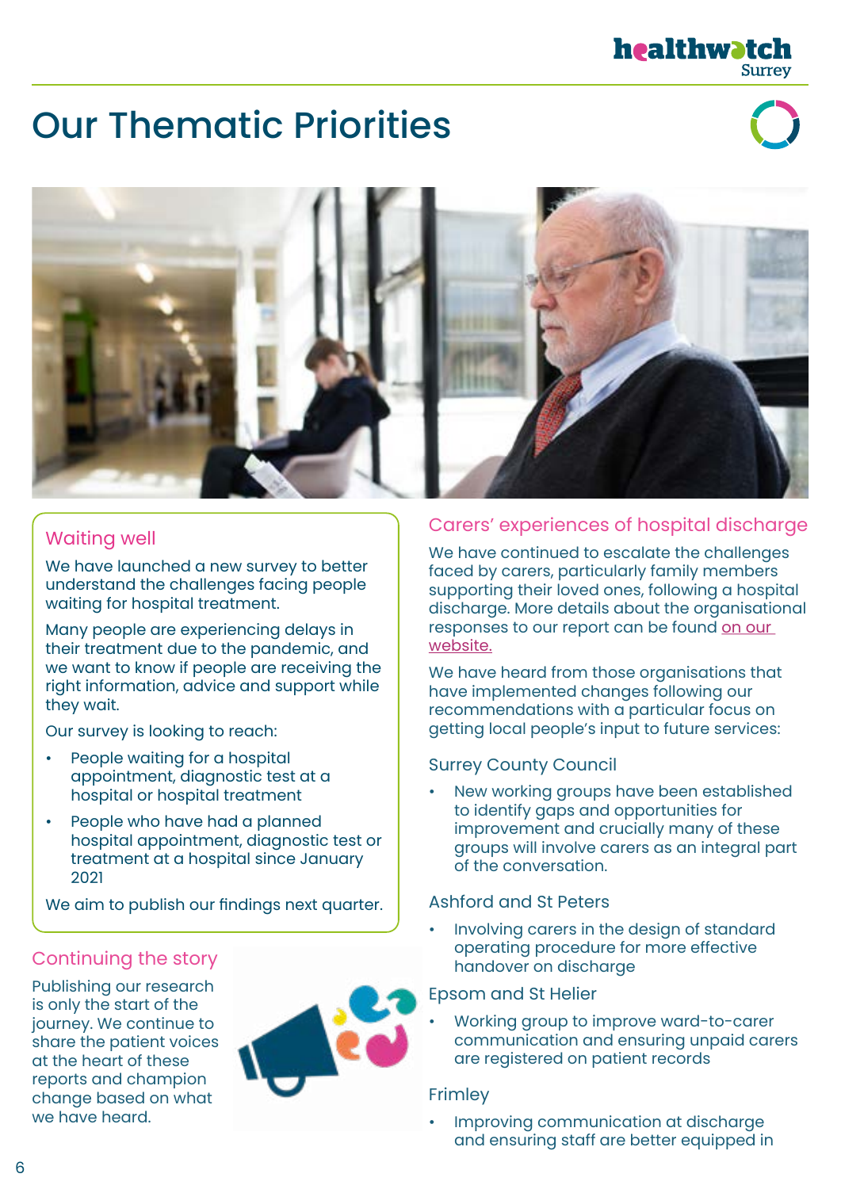# Our Thematic Priorities

## Waiting well

We have launched a new survey to better understand the challenges facing people waiting for hospital treatment.

Many people are experiencing delays in their treatment due to the pandemic, and we want to know if people are receiving the right information, advice and support while they wait.

Our survey is looking to reach:

- People waiting for a hospital appointment, diagnostic test at a hospital or hospital treatment
- People who have had a planned hospital appointment, diagnostic test or treatment at a hospital since January 2021

We aim to publish our findings next quarter.

## Continuing the story

Publishing our research is only the start of the journey. We continue to share the patient voices at the heart of these reports and champion change based on what we have heard.

## Carers' experiences of hospital discharge

We have continued to escalate the challenges faced by carers, particularly family members supporting their loved ones, following a hospital discharge. More details about the organisational responses to our report can be found on our website.

We have heard from those organisations that have implemented changes following our recommendations with a particular focus on getting local people's input to future services:

### Surrey County Council

- New working groups have been established to identify gaps and opportunities for improvement and crucially many of these groups will involve carers as an integral part of the conversation.

### Ashford and St Peters

- Involving carers in the design of standard operating procedure for more effective handover on discharge

### Epsom and St Helier

- Working group to improve ward-to-carer communication and ensuring unpaid carers are registered on patient records

### Frimley

- Improving communication at discharge and ensuring staff are better equipped in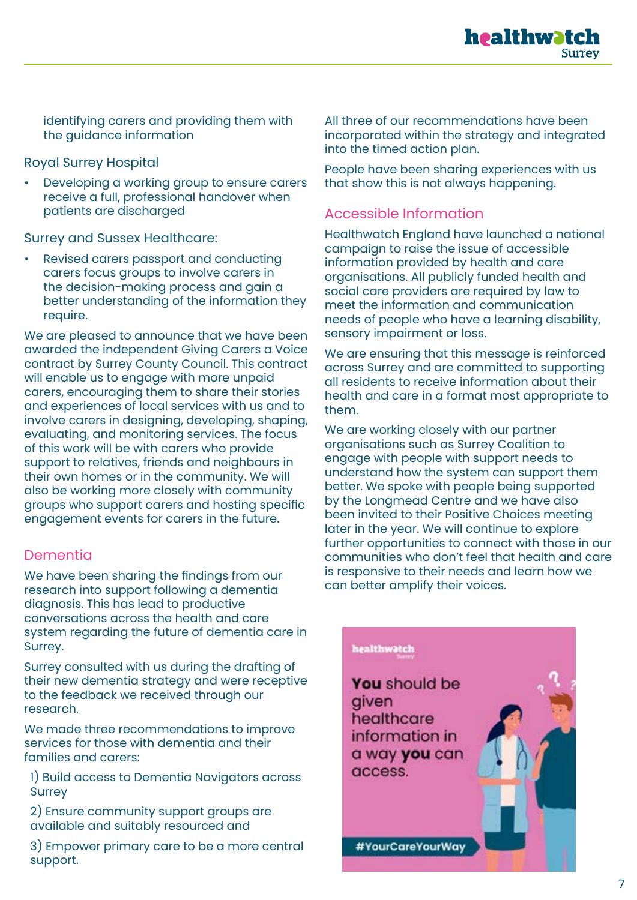identifying carers and providing them with the guidance information

Royal Surrey Hospital

- Developing a working group to ensure carers receive a full, professional handover when patients are discharged

Surrey and Sussex Healthcare:

- Revised carers passport and conducting carers focus groups to involve carers in the decision-making process and gain a better understanding of the information they require.

We are pleased to announce that we have been awarded the independent Giving Carers a Voice contract by Surrey County Council. This contract will enable us to engage with more unpaid carers, encouraging them to share their stories and experiences of local services with us and to involve carers in designing, developing, shaping, evaluating, and monitoring services. The focus of this work will be with carers who provide support to relatives, friends and neighbours in their own homes or in the community. We will also be working more closely with community groups who support carers and hosting specific engagement events for carers in the future.

## Dementia

We have been sharing the findings from our research into support following a dementia diagnosis. This has lead to productive conversations across the health and care system regarding the future of dementia care in Surrey.

Surrey consulted with us during the drafting of their new dementia strategy and were receptive to the feedback we received through our research.

We made three recommendations to improve services for those with dementia and their families and carers:

1) Build access to Dementia Navigators across Surrey

2) Ensure community support groups are available and suitably resourced and

3) Empower primary care to be a more central support.

All three of our recommendations have been incorporated within the strategy and integrated into the timed action plan.

People have been sharing experiences with us that show this is not always happening.

## Accessible Information

Healthwatch England have launched a national campaign to raise the issue of accessible information provided by health and care organisations. All publicly funded health and social care providers are required by law to meet the information and communication needs of people who have a learning disability, sensory impairment or loss.

We are ensuring that this message is reinforced across Surrey and are committed to supporting all residents to receive information about their health and care in a format most appropriate to them.

We are working closely with our partner organisations such as Surrey Coalition to engage with people with support needs to understand how the system can support them better. We spoke with people being supported by the Longmead Centre and we have also been invited to their Positive Choices meeting later in the year. We will continue to explore further opportunities to connect with those in our communities who don't feel that health and care is responsive to their needs and learn how we can better amplify their voices.

healthwatch Surrey

**You** should be given healthcare information in a way **you** can access.

#YourCareYourWay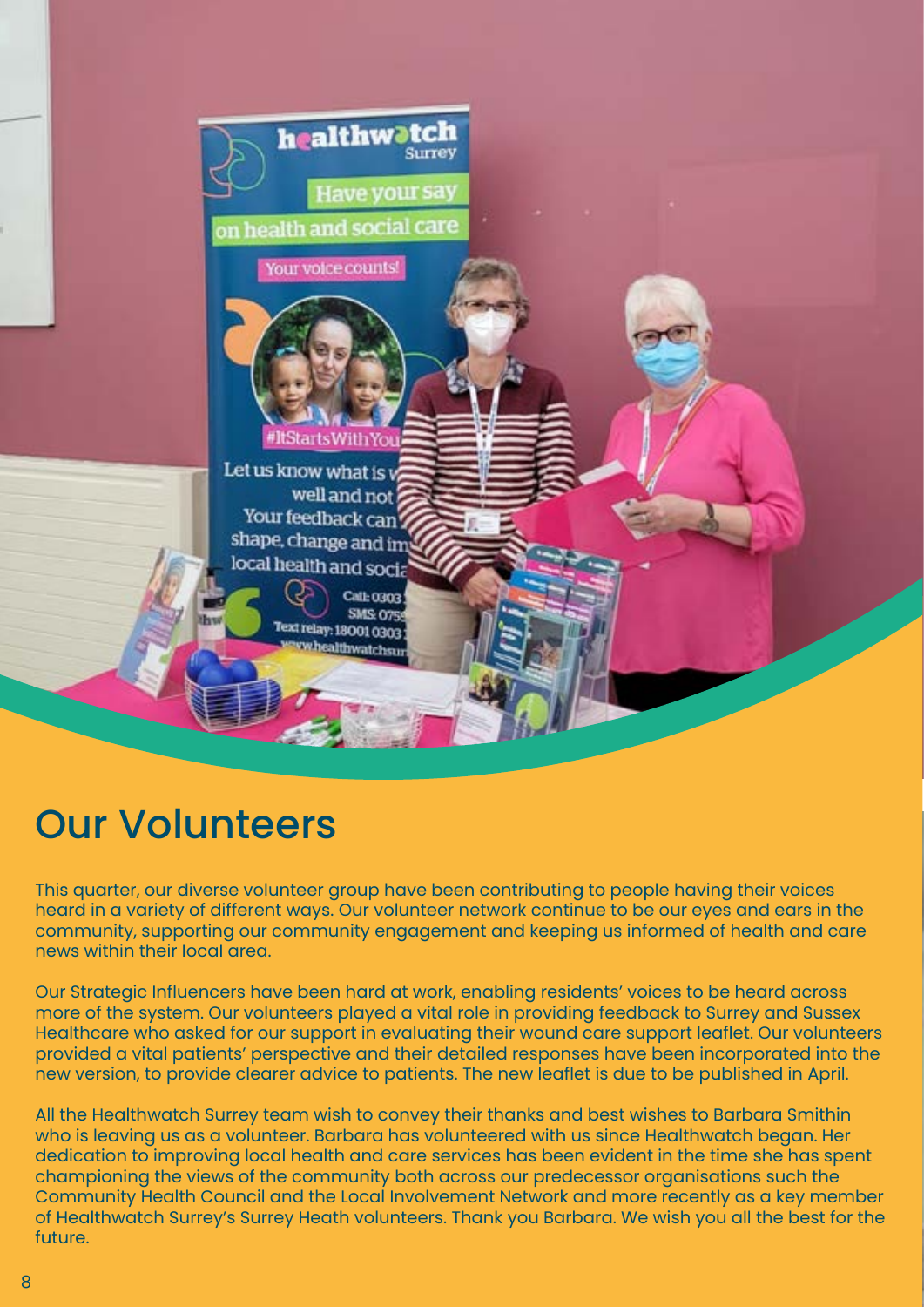# Our Volunteers

This quarter, our diverse volunteer group have been contributing to people having their voices heard in a variety of different ways. Our volunteer network continue to be our eyes and ears in the community, supporting our community engagement and keeping us informed of health and care news within their local area.

Our Strategic Influencers have been hard at work, enabling residents' voices to be heard across more of the system. Our volunteers played a vital role in providing feedback to Surrey and Sussex Healthcare who asked for our support in evaluating their wound care support leaflet. Our volunteers provided a vital patients' perspective and their detailed responses have been incorporated into the new version, to provide clearer advice to patients. The new leaflet is due to be published in April.

All the Healthwatch Surrey team wish to convey their thanks and best wishes to Barbara Smithin who is leaving us as a volunteer. Barbara has volunteered with us since Healthwatch began. Her dedication to improving local health and care services has been evident in the time she has spent championing the views of the community both across our predecessor organisations such the Community Health Council and the Local Involvement Network and more recently as a key member of Healthwatch Surrey's Surrey Heath volunteers. Thank you Barbara. We wish you all the best for the future.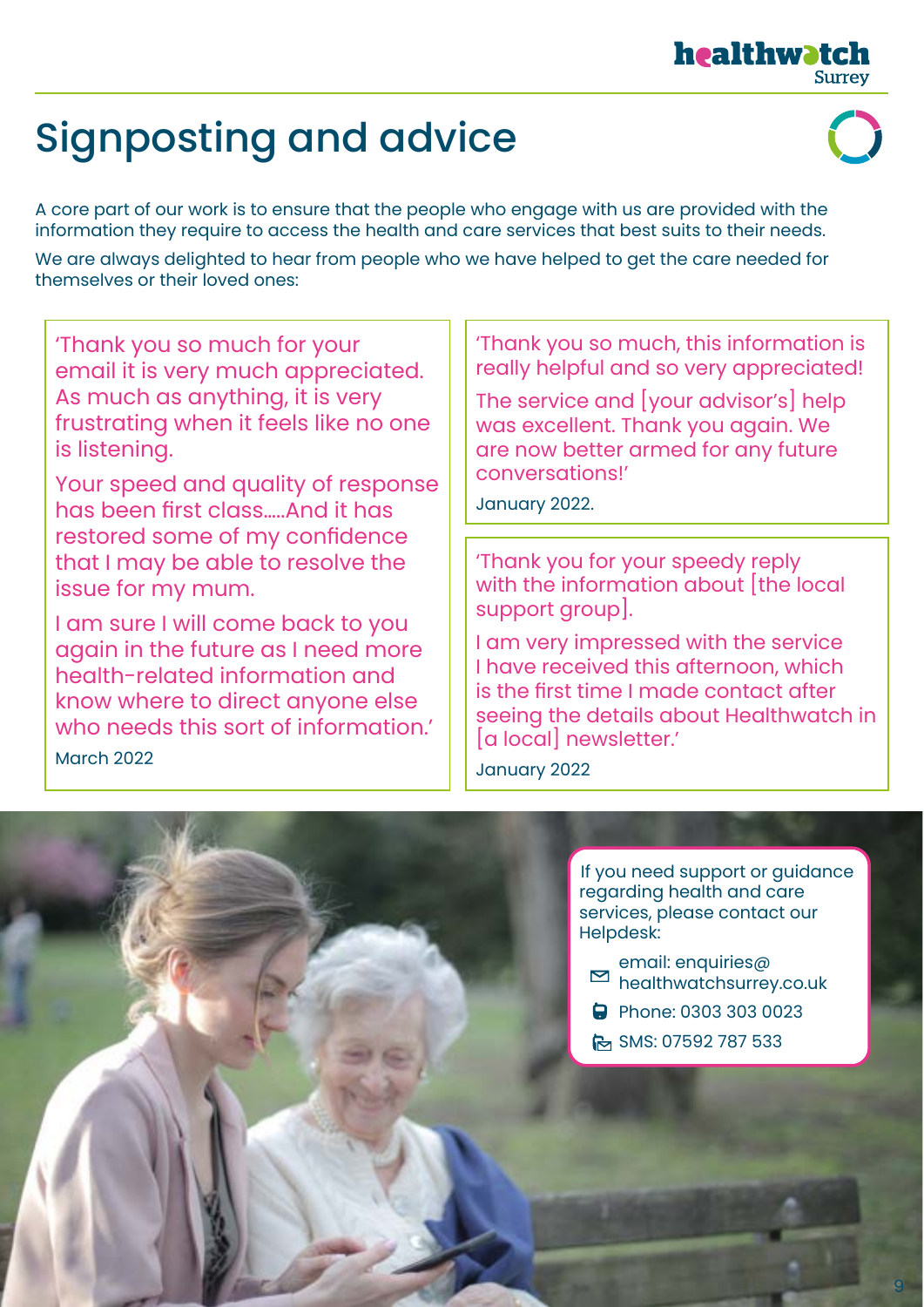# Signposting and advice

A core part of our work is to ensure that the people who engage with us are provided with the information they require to access the health and care services that best suits to their needs.

We are always delighted to hear from people who we have helped to get the care needed for themselves or their loved ones:

'Thank you so much for your email it is very much appreciated. As much as anything, it is very frustrating when it feels like no one is listening.

Your speed and quality of response has been first class.....And it has restored some of my confidence that I may be able to resolve the issue for my mum.

I am sure I will come back to you again in the future as I need more health-related information and know where to direct anyone else who needs this sort of information.'

March 2022

'Thank you so much, this information is really helpful and so very appreciated!

The service and [your advisor's] help was excellent. Thank you again. We are now better armed for any future conversations!'

January 2022.

'Thank you for your speedy reply with the information about [the local support group].

I am very impressed with the service I have received this afternoon, which is the first time I made contact after seeing the details about Healthwatch in [a local] newsletter.'

January 2022

If you need support or guidance regarding health and care services, please contact our Helpdesk:

- email: enquiries@healthwatchsurrey.co.uk
- Phone: 0303 303 0023
- SMS: 07592 787 533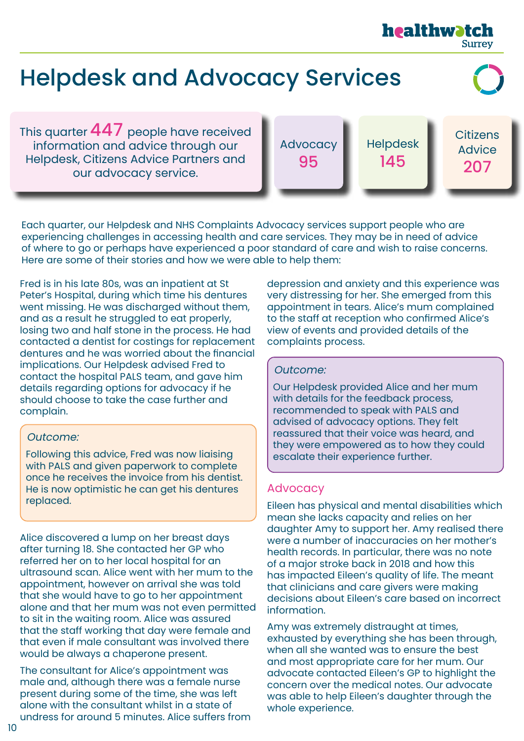# Helpdesk and Advocacy Services

This quarter **447** people have received information and advice through our Helpdesk, Citizens Advice Partners and our advocacy service.

Advocacy **95**

Helpdesk **145**

Citizens Advice **207**

Each quarter, our Helpdesk and NHS Complaints Advocacy services support people who are experiencing challenges in accessing health and care services. They may be in need of advice of where to go or perhaps have experienced a poor standard of care and wish to raise concerns. Here are some of their stories and how we were able to help them:

Fred is in his late 80s, was an inpatient at St Peter's Hospital, during which time his dentures went missing. He was discharged without them, and as a result he struggled to eat properly, losing two and half stone in the process. He had contacted a dentist for costings for replacement dentures and he was worried about the financial implications. Our Helpdesk advised Fred to contact the hospital PALS team, and gave him details regarding options for advocacy if he should choose to take the case further and complain.

*Outcome:*

Following this advice, Fred was now liaising with PALS and given paperwork to complete once he receives the invoice from his dentist. He is now optimistic he can get his dentures replaced.

Alice discovered a lump on her breast days after turning 18. She contacted her GP who referred her on to her local hospital for an ultrasound scan. Alice went with her mum to the appointment, however on arrival she was told that she would have to go to her appointment alone and that her mum was not even permitted to sit in the waiting room. Alice was assured that the staff working that day were female and that even if male consultant was involved there would be always a chaperone present.

The consultant for Alice's appointment was male and, although there was a female nurse present during some of the time, she was left alone with the consultant whilst in a state of undress for around 5 minutes. Alice suffers from depression and anxiety and this experience was very distressing for her. She emerged from this appointment in tears. Alice's mum complained to the staff at reception who confirmed Alice's view of events and provided details of the complaints process.

*Outcome:*

Our Helpdesk provided Alice and her mum with details for the feedback process, recommended to speak with PALS and advised of advocacy options. They felt reassured that their voice was heard, and they were empowered as to how they could escalate their experience further.

## Advocacy

Eileen has physical and mental disabilities which mean she lacks capacity and relies on her daughter Amy to support her. Amy realised there were a number of inaccuracies on her mother's health records. In particular, there was no note of a major stroke back in 2018 and how this has impacted Eileen's quality of life. The meant that clinicians and care givers were making decisions about Eileen's care based on incorrect information.

Amy was extremely distraught at times, exhausted by everything she has been through, when all she wanted was to ensure the best and most appropriate care for her mum. Our advocate contacted Eileen's GP to highlight the concern over the medical notes. Our advocate was able to help Eileen's daughter through the whole experience.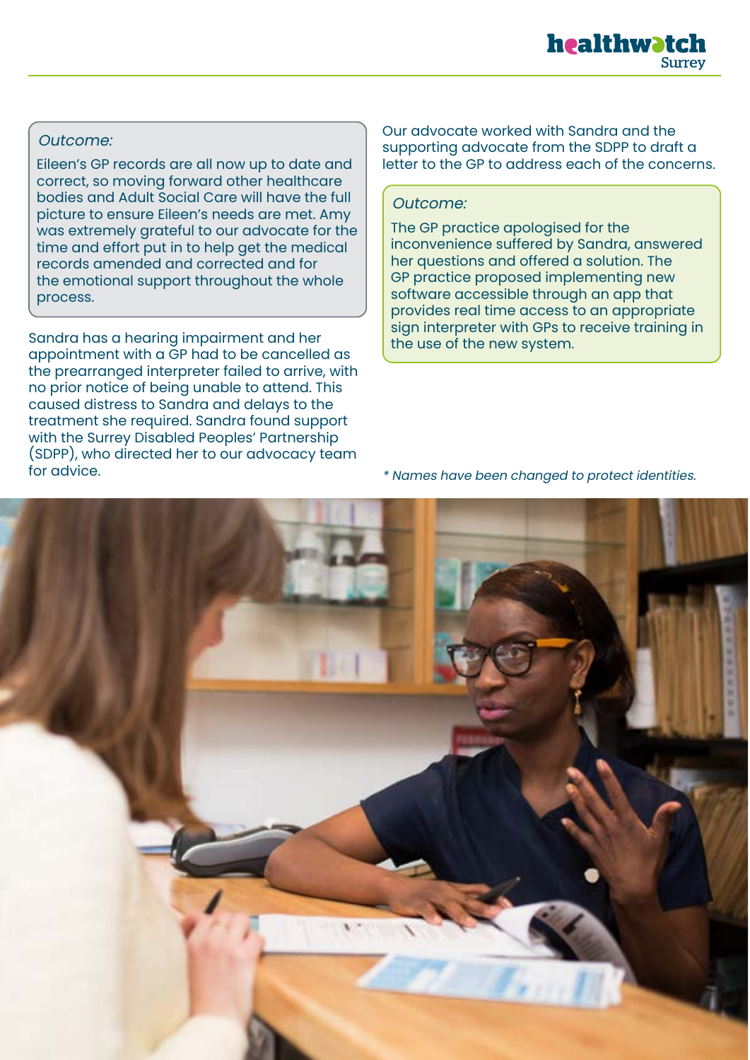*Outcome:*

Eileen's GP records are all now up to date and correct, so moving forward other healthcare bodies and Adult Social Care will have the full picture to ensure Eileen's needs are met. Amy was extremely grateful to our advocate for the time and effort put in to help get the medical records amended and corrected and for the emotional support throughout the whole process.

Sandra has a hearing impairment and her appointment with a GP had to be cancelled as the prearranged interpreter failed to arrive, with no prior notice of being unable to attend. This caused distress to Sandra and delays to the treatment she required. Sandra found support with the Surrey Disabled Peoples' Partnership (SDPP), who directed her to our advocacy team for advice.

Our advocate worked with Sandra and the supporting advocate from the SDPP to draft a letter to the GP to address each of the concerns.

*Outcome:*

The GP practice apologised for the inconvenience suffered by Sandra, answered her questions and offered a solution. The GP practice proposed implementing new software accessible through an app that provides real time access to an appropriate sign interpreter with GPs to receive training in the use of the new system.

*\* Names have been changed to protect identities.*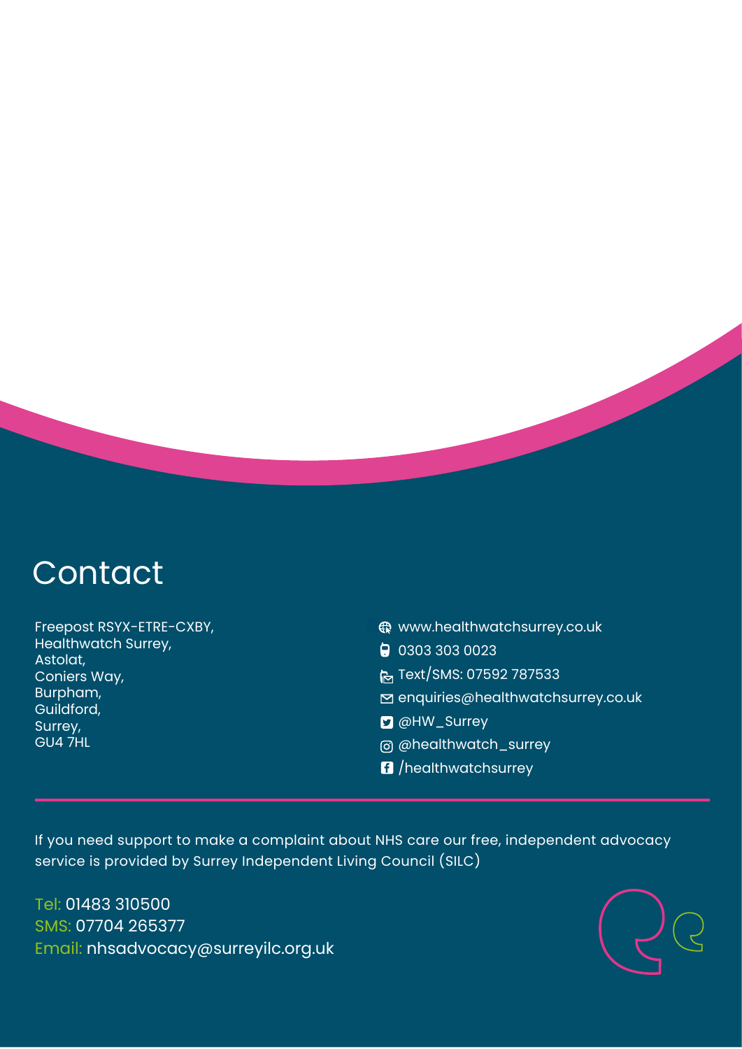# Contact

Freepost RSYX-ETRE-CXBY,
Healthwatch Surrey,
Astolat,
Coniers Way,
Burpham,
Guildford,
Surrey,
GU4 7HL

www.healthwatchsurrey.co.uk
0303 303 0023
Text/SMS: 07592 787533
enquiries@healthwatchsurrey.co.uk
@HW_Surrey
@healthwatch_surrey
/healthwatchsurrey

If you need support to make a complaint about NHS care our free, independent advocacy service is provided by Surrey Independent Living Council (SILC)

Tel: 01483 310500
SMS: 07704 265377
Email: nhsadvocacy@surreyilc.org.uk